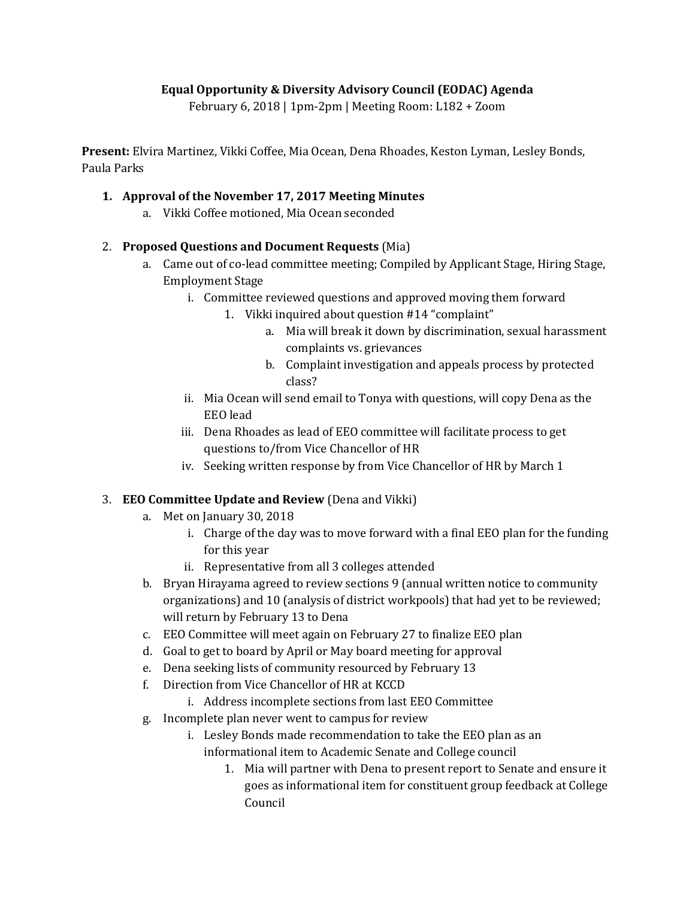**Equal Opportunity & Diversity Advisory Council (EODAC) Agenda**

February 6, 2018 | 1pm-2pm | Meeting Room: L182 + Zoom

**Present:** Elvira Martinez, Vikki Coffee, Mia Ocean, Dena Rhoades, Keston Lyman, Lesley Bonds, Paula Parks

1. **Approval of the November 17, 2017 Meeting Minutes**
    a. Vikki Coffee motioned, Mia Ocean seconded

2. **Proposed Questions and Document Requests** (Mia)
    a. Came out of co-lead committee meeting; Compiled by Applicant Stage, Hiring Stage, Employment Stage
        i. Committee reviewed questions and approved moving them forward
            1. Vikki inquired about question #14 "complaint"
                a. Mia will break it down by discrimination, sexual harassment complaints vs. grievances
                b. Complaint investigation and appeals process by protected class?
        ii. Mia Ocean will send email to Tonya with questions, will copy Dena as the EEO lead
        iii. Dena Rhoades as lead of EEO committee will facilitate process to get questions to/from Vice Chancellor of HR
        iv. Seeking written response by from Vice Chancellor of HR by March 1

3. **EEO Committee Update and Review** (Dena and Vikki)
    a. Met on January 30, 2018
        i. Charge of the day was to move forward with a final EEO plan for the funding for this year
        ii. Representative from all 3 colleges attended
    b. Bryan Hirayama agreed to review sections 9 (annual written notice to community organizations) and 10 (analysis of district workpools) that had yet to be reviewed; will return by February 13 to Dena
    c. EEO Committee will meet again on February 27 to finalize EEO plan
    d. Goal to get to board by April or May board meeting for approval
    e. Dena seeking lists of community resourced by February 13
    f. Direction from Vice Chancellor of HR at KCCD
        i. Address incomplete sections from last EEO Committee
    g. Incomplete plan never went to campus for review
        i. Lesley Bonds made recommendation to take the EEO plan as an informational item to Academic Senate and College council
            1. Mia will partner with Dena to present report to Senate and ensure it goes as informational item for constituent group feedback at College Council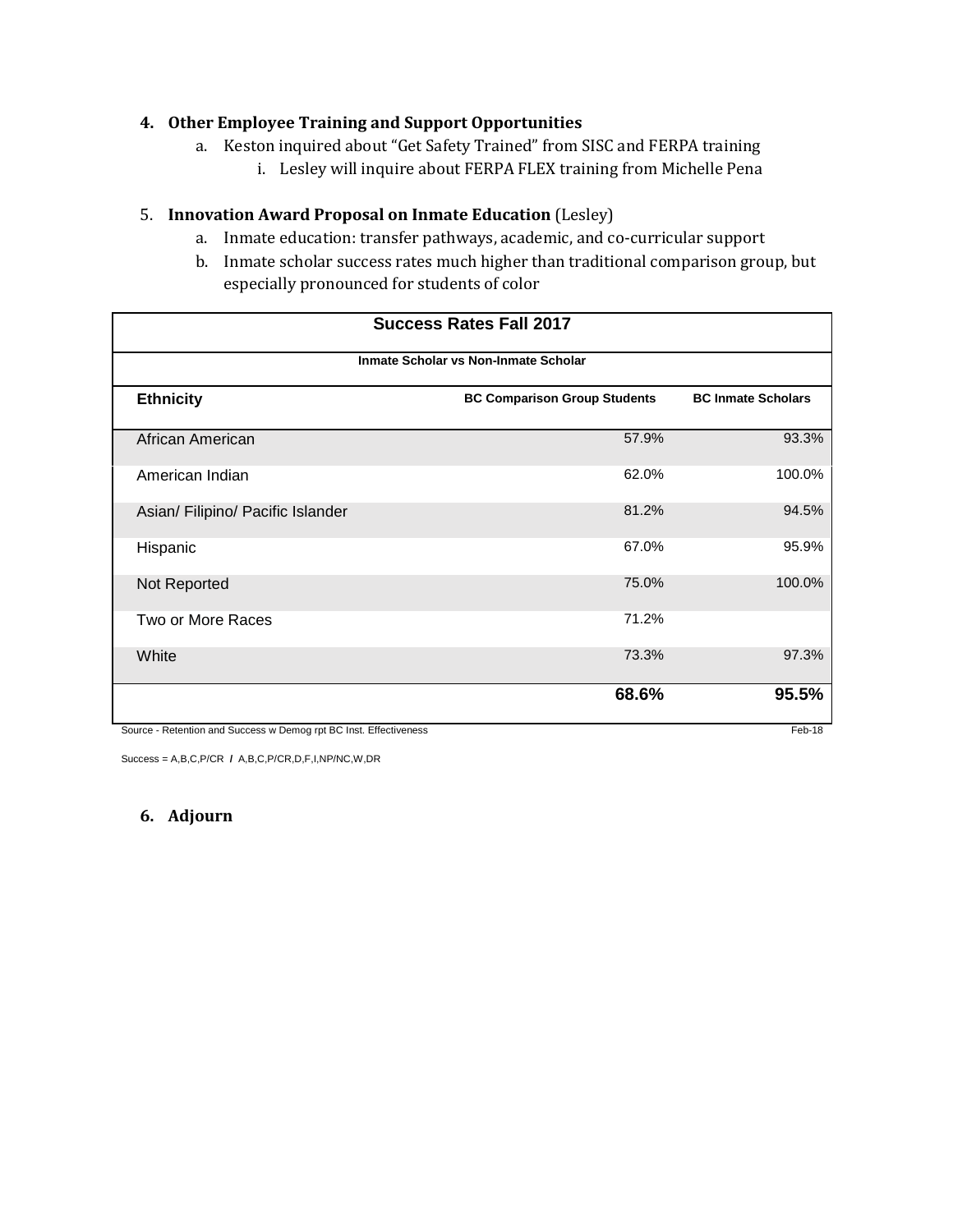4. **Other Employee Training and Support Opportunities**
   a. Keston inquired about "Get Safety Trained" from SISC and FERPA training
      i. Lesley will inquire about FERPA FLEX training from Michelle Pena

5. **Innovation Award Proposal on Inmate Education** (Lesley)
   a. Inmate education: transfer pathways, academic, and co-curricular support
   b. Inmate scholar success rates much higher than traditional comparison group, but especially pronounced for students of color

| **Success Rates Fall 2017** | | |
|---|---|---|
| **Inmate Scholar vs Non-Inmate Scholar** | | |
| **Ethnicity** | **BC Comparison Group Students** | **BC Inmate Scholars** |
| African American | 57.9% | 93.3% |
| American Indian | 62.0% | 100.0% |
| Asian/ Filipino/ Pacific Islander | 81.2% | 94.5% |
| Hispanic | 67.0% | 95.9% |
| Not Reported | 75.0% | 100.0% |
| Two or More Races | 71.2% | |
| White | 73.3% | 97.3% |
| | **68.6%** | **95.5%** |

Source - Retention and Success w Demog rpt BC Inst. Effectiveness — Feb-18

Success = A,B,C,P/CR **/** A,B,C,P/CR,D,F,I,NP/NC,W,DR

6. **Adjourn**